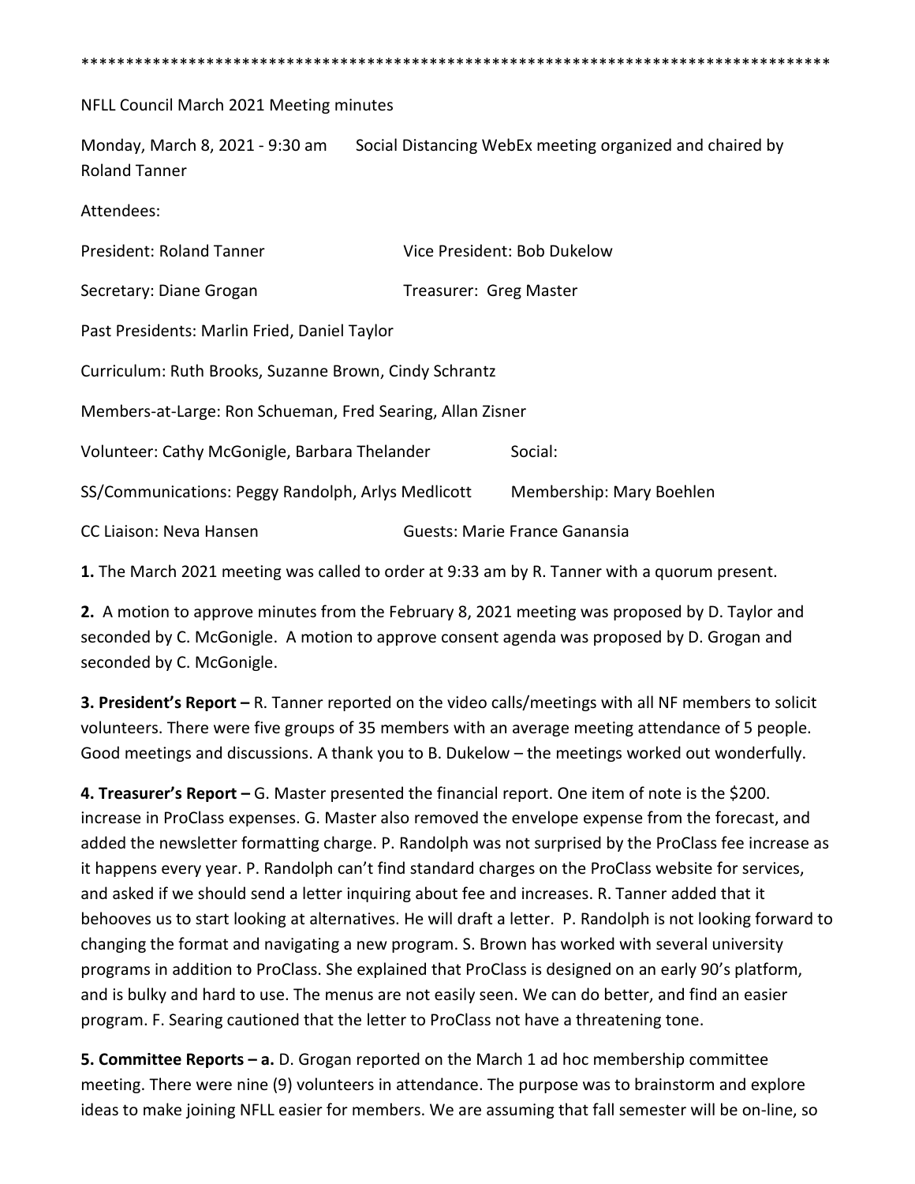*************************************************************************************

NFLL Council March 2021 Meeting minutes

Monday, March 8, 2021 - 9:30 am Social Distancing WebEx meeting organized and chaired by Roland Tanner

Attendees:

| | |
|---|---|
| President: Roland Tanner | Vice President: Bob Dukelow |
| Secretary: Diane Grogan | Treasurer: Greg Master |
| Past Presidents: Marlin Fried, Daniel Taylor | |
| Curriculum: Ruth Brooks, Suzanne Brown, Cindy Schrantz | |
| Members-at-Large: Ron Schueman, Fred Searing, Allan Zisner | |
| Volunteer: Cathy McGonigle, Barbara Thelander | Social: |
| SS/Communications: Peggy Randolph, Arlys Medlicott | Membership: Mary Boehlen |
| CC Liaison: Neva Hansen | Guests: Marie France Ganansia |

**1.** The March 2021 meeting was called to order at 9:33 am by R. Tanner with a quorum present.

**2.** A motion to approve minutes from the February 8, 2021 meeting was proposed by D. Taylor and seconded by C. McGonigle. A motion to approve consent agenda was proposed by D. Grogan and seconded by C. McGonigle.

**3. President's Report –** R. Tanner reported on the video calls/meetings with all NF members to solicit volunteers. There were five groups of 35 members with an average meeting attendance of 5 people. Good meetings and discussions. A thank you to B. Dukelow – the meetings worked out wonderfully.

**4. Treasurer's Report –** G. Master presented the financial report. One item of note is the $200. increase in ProClass expenses. G. Master also removed the envelope expense from the forecast, and added the newsletter formatting charge. P. Randolph was not surprised by the ProClass fee increase as it happens every year. P. Randolph can't find standard charges on the ProClass website for services, and asked if we should send a letter inquiring about fee and increases. R. Tanner added that it behooves us to start looking at alternatives. He will draft a letter. P. Randolph is not looking forward to changing the format and navigating a new program. S. Brown has worked with several university programs in addition to ProClass. She explained that ProClass is designed on an early 90's platform, and is bulky and hard to use. The menus are not easily seen. We can do better, and find an easier program. F. Searing cautioned that the letter to ProClass not have a threatening tone.

**5. Committee Reports – a.** D. Grogan reported on the March 1 ad hoc membership committee meeting. There were nine (9) volunteers in attendance. The purpose was to brainstorm and explore ideas to make joining NFLL easier for members. We are assuming that fall semester will be on-line, so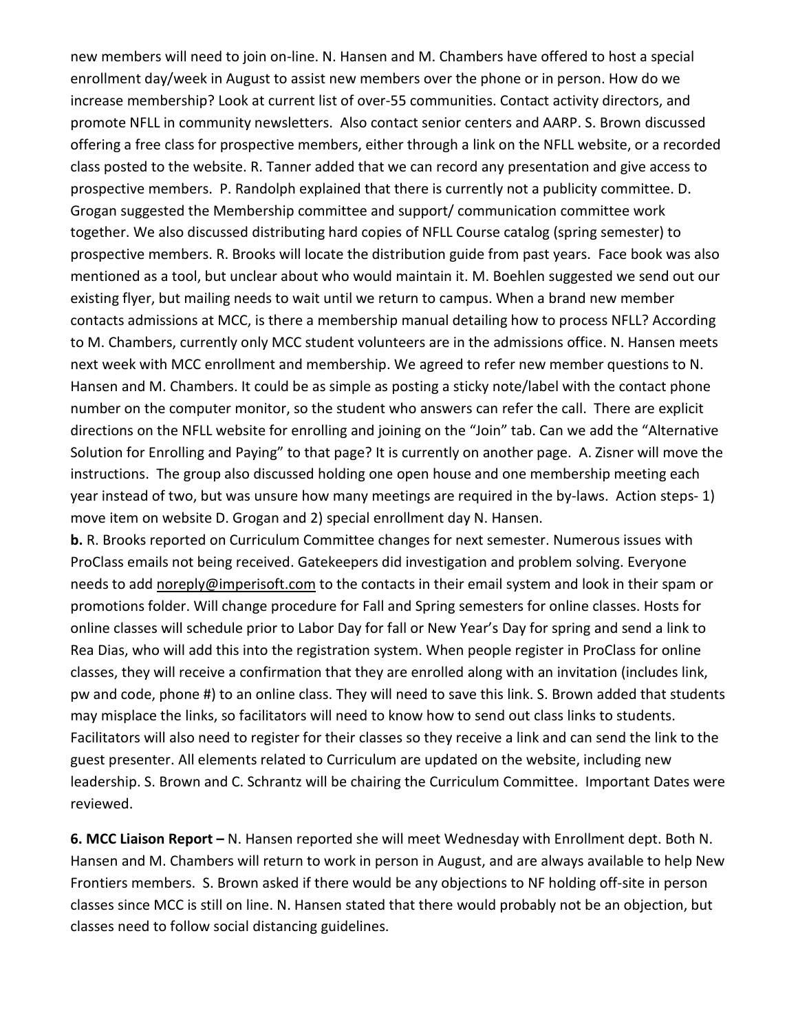new members will need to join on-line. N. Hansen and M. Chambers have offered to host a special enrollment day/week in August to assist new members over the phone or in person. How do we increase membership? Look at current list of over-55 communities. Contact activity directors, and promote NFLL in community newsletters. Also contact senior centers and AARP. S. Brown discussed offering a free class for prospective members, either through a link on the NFLL website, or a recorded class posted to the website. R. Tanner added that we can record any presentation and give access to prospective members. P. Randolph explained that there is currently not a publicity committee. D. Grogan suggested the Membership committee and support/ communication committee work together. We also discussed distributing hard copies of NFLL Course catalog (spring semester) to prospective members. R. Brooks will locate the distribution guide from past years. Face book was also mentioned as a tool, but unclear about who would maintain it. M. Boehlen suggested we send out our existing flyer, but mailing needs to wait until we return to campus. When a brand new member contacts admissions at MCC, is there a membership manual detailing how to process NFLL? According to M. Chambers, currently only MCC student volunteers are in the admissions office. N. Hansen meets next week with MCC enrollment and membership. We agreed to refer new member questions to N. Hansen and M. Chambers. It could be as simple as posting a sticky note/label with the contact phone number on the computer monitor, so the student who answers can refer the call. There are explicit directions on the NFLL website for enrolling and joining on the "Join" tab. Can we add the "Alternative Solution for Enrolling and Paying" to that page? It is currently on another page. A. Zisner will move the instructions. The group also discussed holding one open house and one membership meeting each year instead of two, but was unsure how many meetings are required in the by-laws. Action steps- 1) move item on website D. Grogan and 2) special enrollment day N. Hansen.

**b.** R. Brooks reported on Curriculum Committee changes for next semester. Numerous issues with ProClass emails not being received. Gatekeepers did investigation and problem solving. Everyone needs to add noreply@imperisoft.com to the contacts in their email system and look in their spam or promotions folder. Will change procedure for Fall and Spring semesters for online classes. Hosts for online classes will schedule prior to Labor Day for fall or New Year's Day for spring and send a link to Rea Dias, who will add this into the registration system. When people register in ProClass for online classes, they will receive a confirmation that they are enrolled along with an invitation (includes link, pw and code, phone #) to an online class. They will need to save this link. S. Brown added that students may misplace the links, so facilitators will need to know how to send out class links to students. Facilitators will also need to register for their classes so they receive a link and can send the link to the guest presenter. All elements related to Curriculum are updated on the website, including new leadership. S. Brown and C. Schrantz will be chairing the Curriculum Committee. Important Dates were reviewed.

**6. MCC Liaison Report –** N. Hansen reported she will meet Wednesday with Enrollment dept. Both N. Hansen and M. Chambers will return to work in person in August, and are always available to help New Frontiers members. S. Brown asked if there would be any objections to NF holding off-site in person classes since MCC is still on line. N. Hansen stated that there would probably not be an objection, but classes need to follow social distancing guidelines.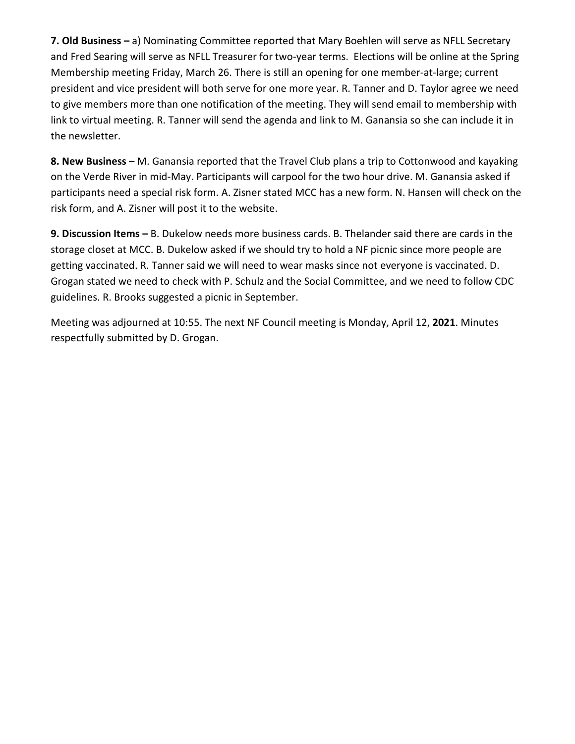**7. Old Business –** a) Nominating Committee reported that Mary Boehlen will serve as NFLL Secretary and Fred Searing will serve as NFLL Treasurer for two-year terms. Elections will be online at the Spring Membership meeting Friday, March 26. There is still an opening for one member-at-large; current president and vice president will both serve for one more year. R. Tanner and D. Taylor agree we need to give members more than one notification of the meeting. They will send email to membership with link to virtual meeting. R. Tanner will send the agenda and link to M. Ganansia so she can include it in the newsletter.

**8. New Business –** M. Ganansia reported that the Travel Club plans a trip to Cottonwood and kayaking on the Verde River in mid-May. Participants will carpool for the two hour drive. M. Ganansia asked if participants need a special risk form. A. Zisner stated MCC has a new form. N. Hansen will check on the risk form, and A. Zisner will post it to the website.

**9. Discussion Items –** B. Dukelow needs more business cards. B. Thelander said there are cards in the storage closet at MCC. B. Dukelow asked if we should try to hold a NF picnic since more people are getting vaccinated. R. Tanner said we will need to wear masks since not everyone is vaccinated. D. Grogan stated we need to check with P. Schulz and the Social Committee, and we need to follow CDC guidelines. R. Brooks suggested a picnic in September.

Meeting was adjourned at 10:55. The next NF Council meeting is Monday, April 12, **2021**. Minutes respectfully submitted by D. Grogan.